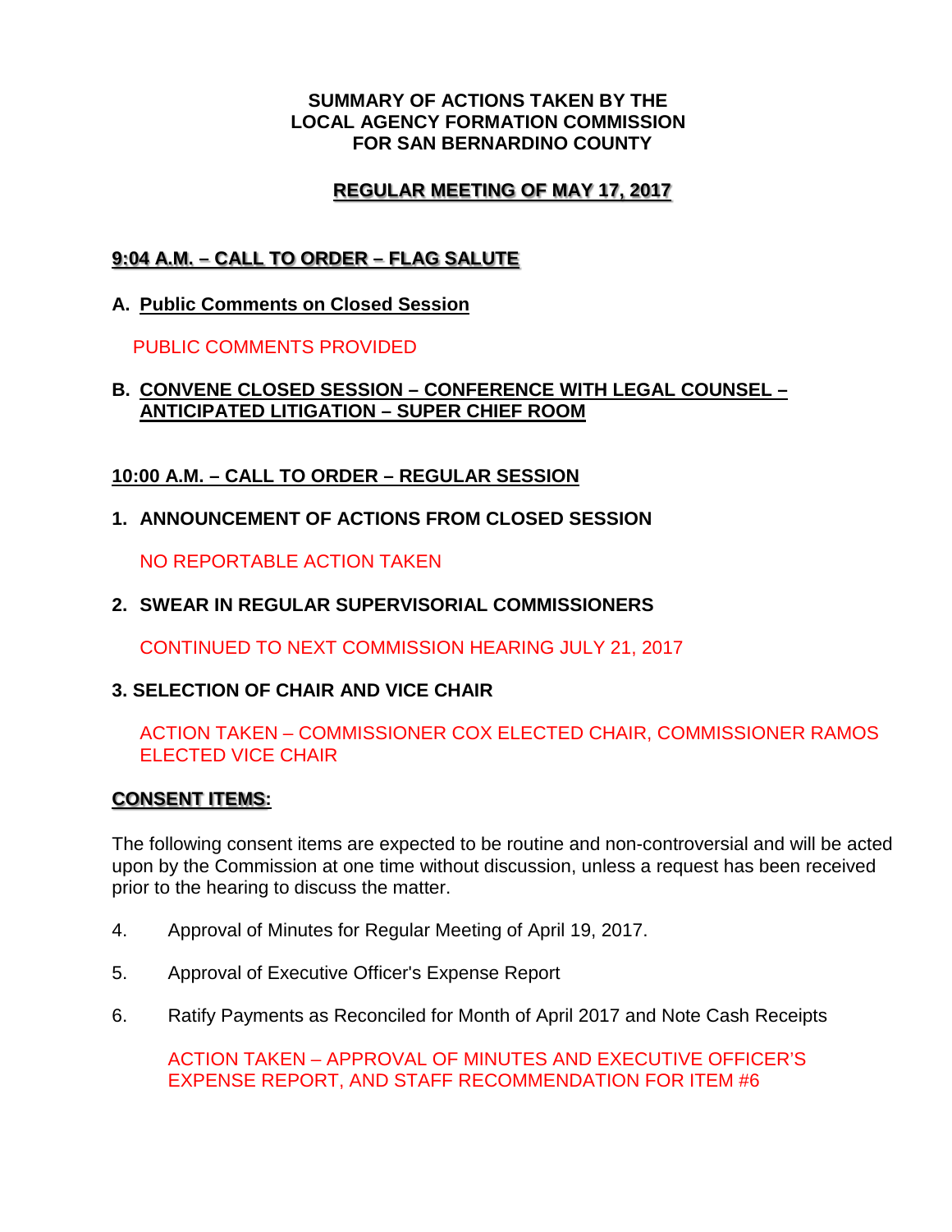**SUMMARY OF ACTIONS TAKEN BY THE LOCAL AGENCY FORMATION COMMISSION FOR SAN BERNARDINO COUNTY**

**REGULAR MEETING OF MAY 17, 2017**

**9:04 A.M. – CALL TO ORDER – FLAG SALUTE**

**A. Public Comments on Closed Session**

PUBLIC COMMENTS PROVIDED

**B. CONVENE CLOSED SESSION – CONFERENCE WITH LEGAL COUNSEL – ANTICIPATED LITIGATION – SUPER CHIEF ROOM**

**10:00 A.M. – CALL TO ORDER – REGULAR SESSION**

**1. ANNOUNCEMENT OF ACTIONS FROM CLOSED SESSION**

NO REPORTABLE ACTION TAKEN

**2. SWEAR IN REGULAR SUPERVISORIAL COMMISSIONERS**

CONTINUED TO NEXT COMMISSION HEARING JULY 21, 2017

**3. SELECTION OF CHAIR AND VICE CHAIR**

ACTION TAKEN – COMMISSIONER COX ELECTED CHAIR, COMMISSIONER RAMOS ELECTED VICE CHAIR

**CONSENT ITEMS:**

The following consent items are expected to be routine and non-controversial and will be acted upon by the Commission at one time without discussion, unless a request has been received prior to the hearing to discuss the matter.

4. Approval of Minutes for Regular Meeting of April 19, 2017.

5. Approval of Executive Officer's Expense Report

6. Ratify Payments as Reconciled for Month of April 2017 and Note Cash Receipts

ACTION TAKEN – APPROVAL OF MINUTES AND EXECUTIVE OFFICER'S EXPENSE REPORT, AND STAFF RECOMMENDATION FOR ITEM #6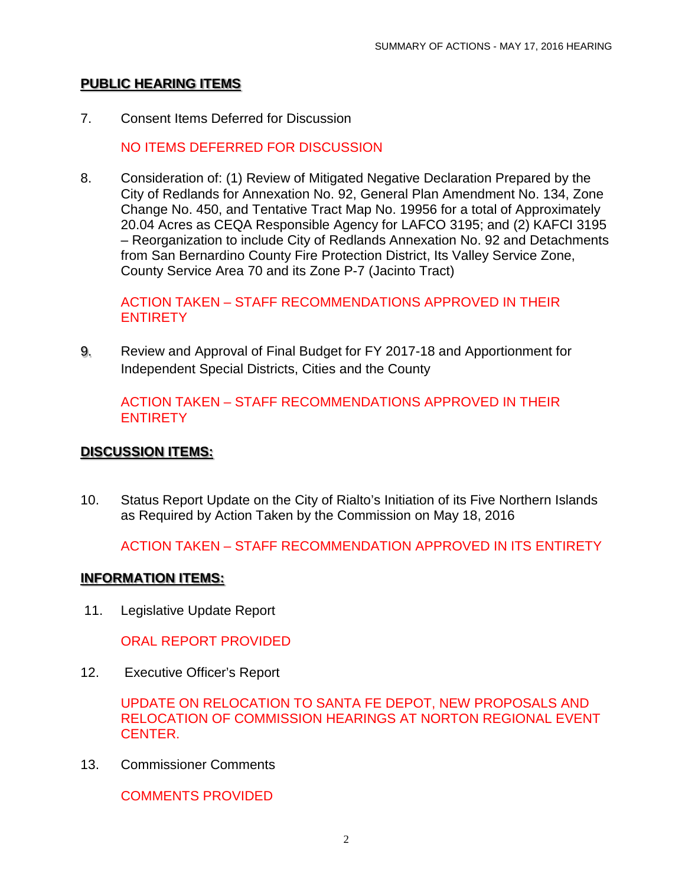## PUBLIC HEARING ITEMS

7. Consent Items Deferred for Discussion

   NO ITEMS DEFERRED FOR DISCUSSION

8. Consideration of: (1) Review of Mitigated Negative Declaration Prepared by the City of Redlands for Annexation No. 92, General Plan Amendment No. 134, Zone Change No. 450, and Tentative Tract Map No. 19956 for a total of Approximately 20.04 Acres as CEQA Responsible Agency for LAFCO 3195; and (2) KAFCI 3195 – Reorganization to include City of Redlands Annexation No. 92 and Detachments from San Bernardino County Fire Protection District, Its Valley Service Zone, County Service Area 70 and its Zone P-7 (Jacinto Tract)

   ACTION TAKEN – STAFF RECOMMENDATIONS APPROVED IN THEIR ENTIRETY

9. Review and Approval of Final Budget for FY 2017-18 and Apportionment for Independent Special Districts, Cities and the County

   ACTION TAKEN – STAFF RECOMMENDATIONS APPROVED IN THEIR ENTIRETY

## DISCUSSION ITEMS:

10. Status Report Update on the City of Rialto's Initiation of its Five Northern Islands as Required by Action Taken by the Commission on May 18, 2016

    ACTION TAKEN – STAFF RECOMMENDATION APPROVED IN ITS ENTIRETY

## INFORMATION ITEMS:

11. Legislative Update Report

    ORAL REPORT PROVIDED

12. Executive Officer's Report

    UPDATE ON RELOCATION TO SANTA FE DEPOT, NEW PROPOSALS AND RELOCATION OF COMMISSION HEARINGS AT NORTON REGIONAL EVENT CENTER.

13. Commissioner Comments

    COMMENTS PROVIDED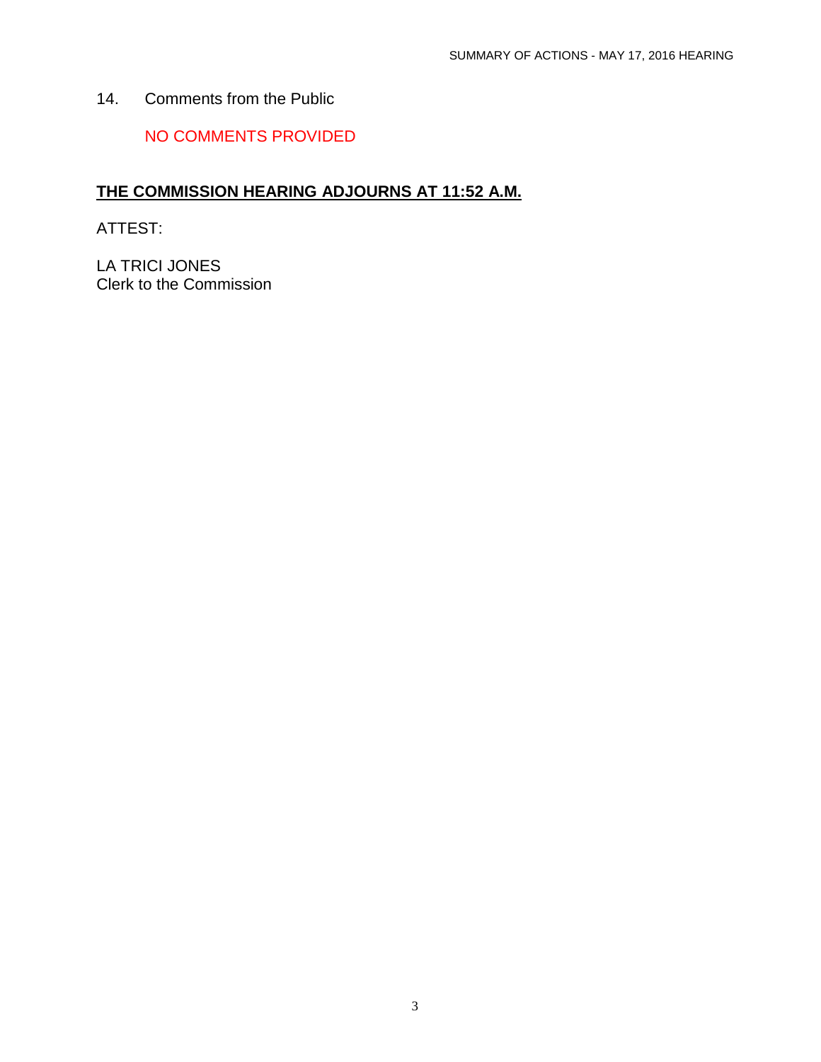14. Comments from the Public

NO COMMENTS PROVIDED

**THE COMMISSION HEARING ADJOURNS AT 11:52 A.M.**

ATTEST:

LA TRICI JONES
Clerk to the Commission